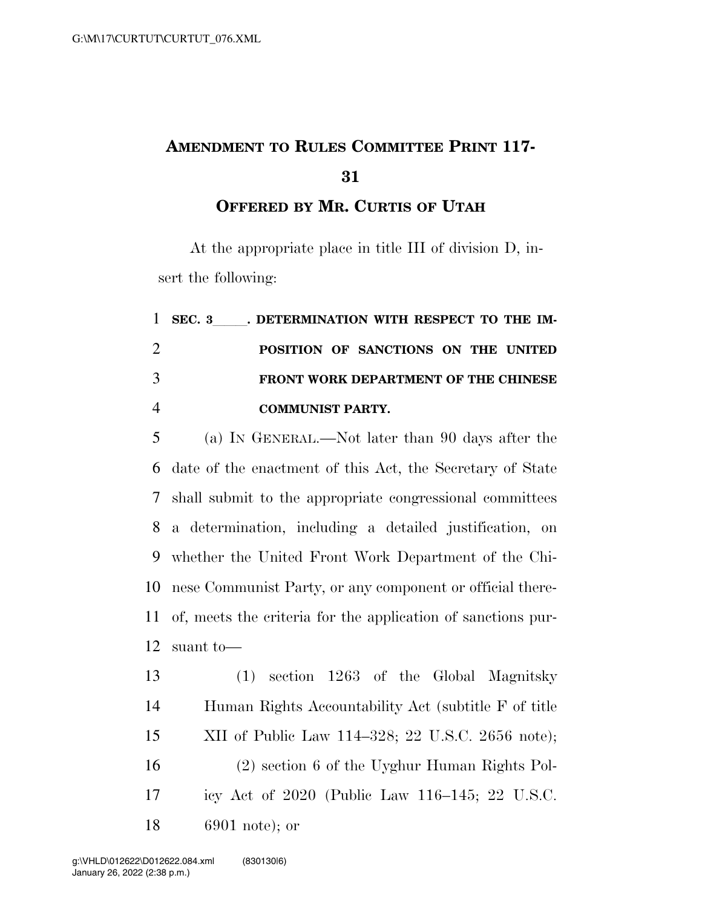# AMENDMENT TO RULES COMMITTEE PRINT 117-31

## OFFERED BY MR. CURTIS OF UTAH

At the appropriate place in title III of division D, insert the following:

**SEC. 3\_\_\_\_\_. DETERMINATION WITH RESPECT TO THE IMPOSITION OF SANCTIONS ON THE UNITED FRONT WORK DEPARTMENT OF THE CHINESE COMMUNIST PARTY.**

(a) IN GENERAL.—Not later than 90 days after the date of the enactment of this Act, the Secretary of State shall submit to the appropriate congressional committees a determination, including a detailed justification, on whether the United Front Work Department of the Chinese Communist Party, or any component or official thereof, meets the criteria for the application of sanctions pursuant to—

(1) section 1263 of the Global Magnitsky Human Rights Accountability Act (subtitle F of title XII of Public Law 114–328; 22 U.S.C. 2656 note);

(2) section 6 of the Uyghur Human Rights Policy Act of 2020 (Public Law 116–145; 22 U.S.C. 6901 note); or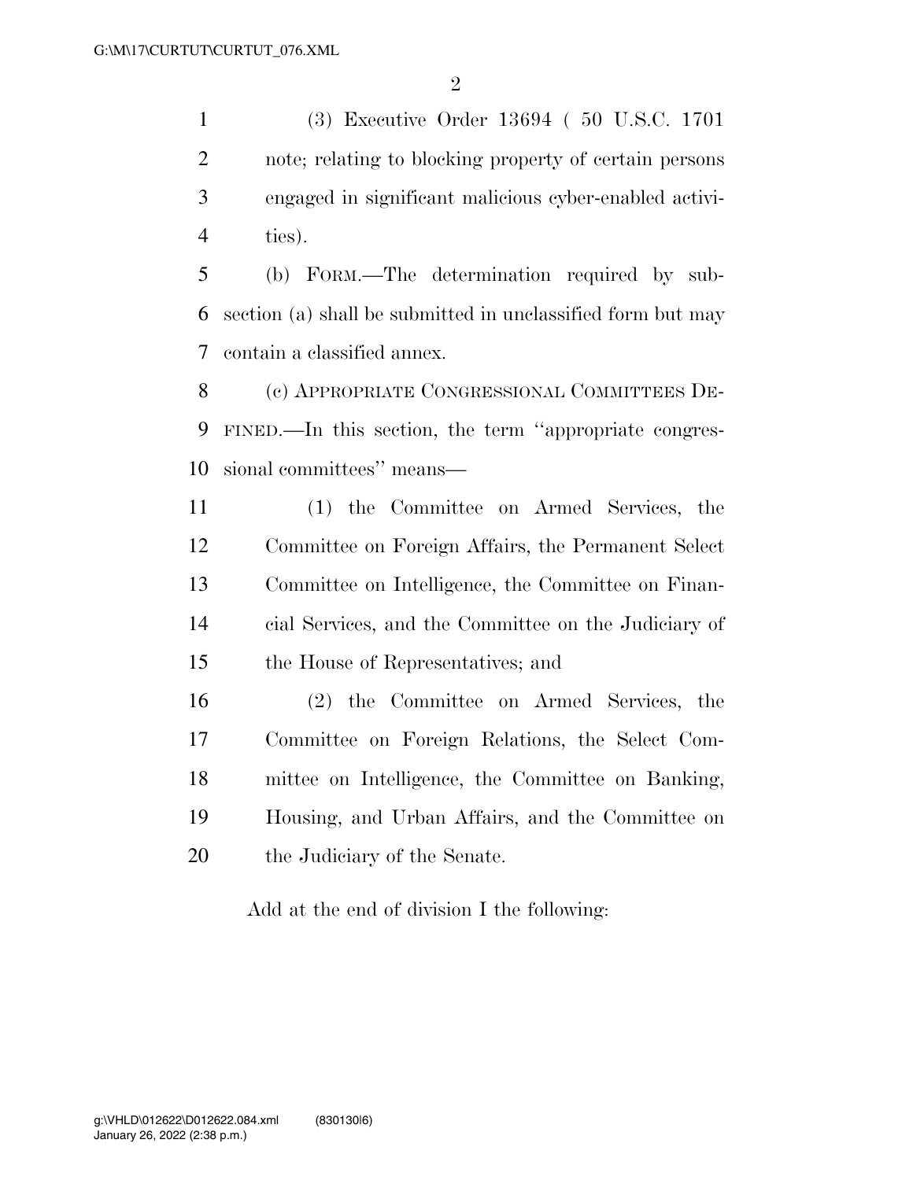(3) Executive Order 13694 ( 50 U.S.C. 1701 note; relating to blocking property of certain persons engaged in significant malicious cyber-enabled activities).

(b) FORM.—The determination required by subsection (a) shall be submitted in unclassified form but may contain a classified annex.

(c) APPROPRIATE CONGRESSIONAL COMMITTEES DEFINED.—In this section, the term ''appropriate congressional committees'' means—

(1) the Committee on Armed Services, the Committee on Foreign Affairs, the Permanent Select Committee on Intelligence, the Committee on Financial Services, and the Committee on the Judiciary of the House of Representatives; and

(2) the Committee on Armed Services, the Committee on Foreign Relations, the Select Committee on Intelligence, the Committee on Banking, Housing, and Urban Affairs, and the Committee on the Judiciary of the Senate.

Add at the end of division I the following: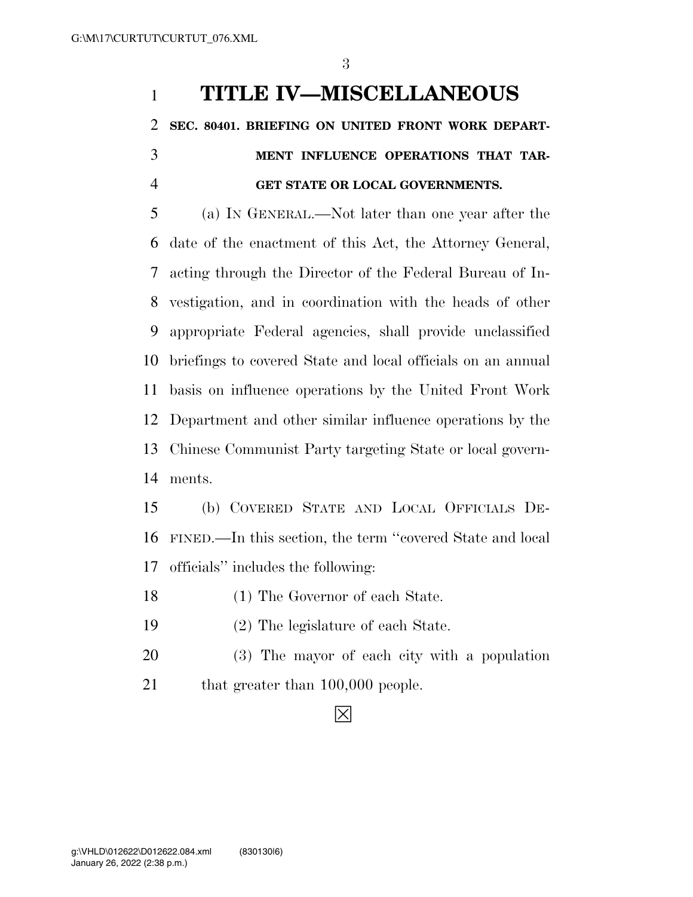# TITLE IV—MISCELLANEOUS

**SEC. 80401. BRIEFING ON UNITED FRONT WORK DEPARTMENT INFLUENCE OPERATIONS THAT TARGET STATE OR LOCAL GOVERNMENTS.**

(a) IN GENERAL.—Not later than one year after the date of the enactment of this Act, the Attorney General, acting through the Director of the Federal Bureau of Investigation, and in coordination with the heads of other appropriate Federal agencies, shall provide unclassified briefings to covered State and local officials on an annual basis on influence operations by the United Front Work Department and other similar influence operations by the Chinese Communist Party targeting State or local governments.

(b) COVERED STATE AND LOCAL OFFICIALS DEFINED.—In this section, the term "covered State and local officials" includes the following:

(1) The Governor of each State.

(2) The legislature of each State.

(3) The mayor of each city with a population that greater than 100,000 people.